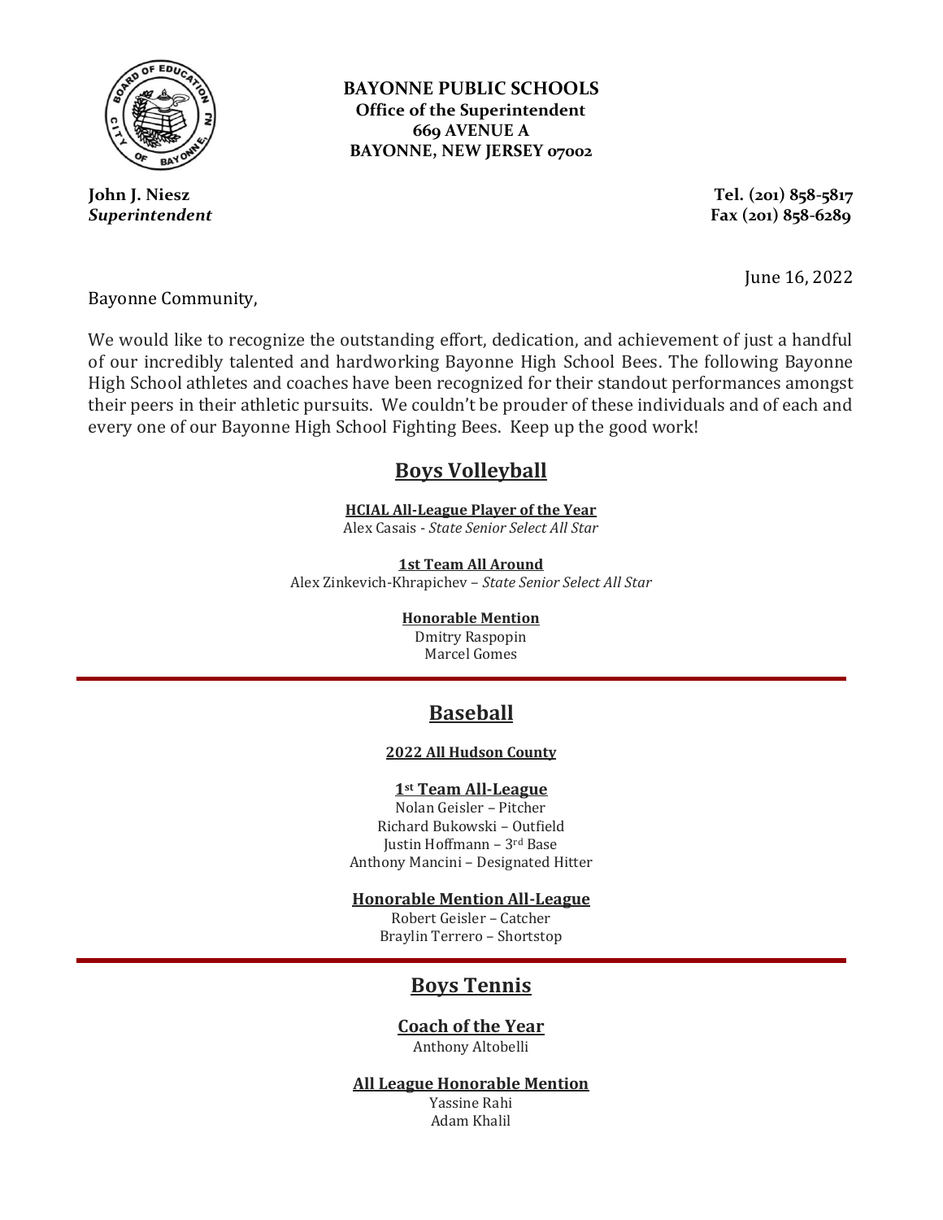**BAYONNE PUBLIC SCHOOLS**
**Office of the Superintendent**
**669 AVENUE A**
**BAYONNE, NEW JERSEY 07002**

**John J. Niesz**
***Superintendent***

**Tel. (201) 858-5817**
**Fax (201) 858-6289**

June 16, 2022

Bayonne Community,

We would like to recognize the outstanding effort, dedication, and achievement of just a handful of our incredibly talented and hardworking Bayonne High School Bees. The following Bayonne High School athletes and coaches have been recognized for their standout performances amongst their peers in their athletic pursuits. We couldn't be prouder of these individuals and of each and every one of our Bayonne High School Fighting Bees. Keep up the good work!

## Boys Volleyball

**HCIAL All-League Player of the Year**
Alex Casais - *State Senior Select All Star*

**1st Team All Around**
Alex Zinkevich-Khrapichev – *State Senior Select All Star*

**Honorable Mention**
Dmitry Raspopin
Marcel Gomes

---

## Baseball

**2022 All Hudson County**

### 1st Team All-League

Nolan Geisler – Pitcher
Richard Bukowski – Outfield
Justin Hoffmann – 3rd Base
Anthony Mancini – Designated Hitter

### Honorable Mention All-League

Robert Geisler – Catcher
Braylin Terrero – Shortstop

---

## Boys Tennis

### Coach of the Year

Anthony Altobelli

### All League Honorable Mention

Yassine Rahi
Adam Khalil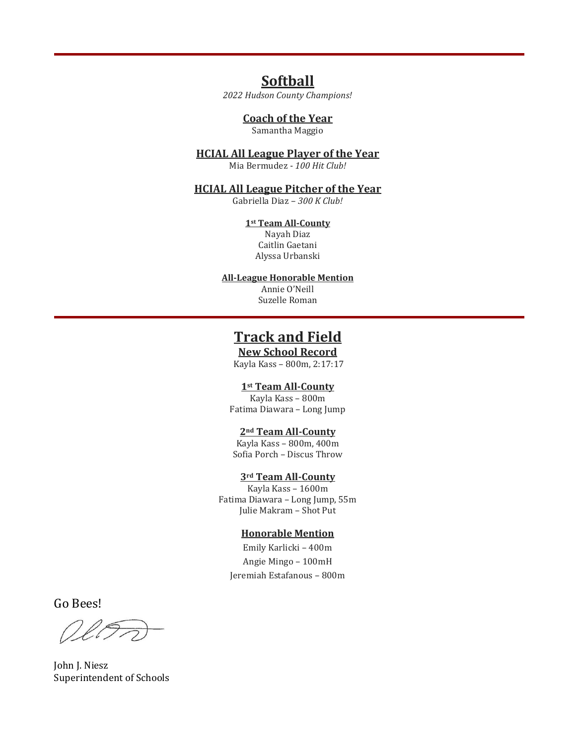## Softball

*2022 Hudson County Champions!*

**Coach of the Year**

Samantha Maggio

**HCIAL All League Player of the Year**

Mia Bermudez - *100 Hit Club!*

**HCIAL All League Pitcher of the Year**

Gabriella Diaz – *300 K Club!*

**1st Team All-County**

Nayah Diaz
Caitlin Gaetani
Alyssa Urbanski

**All-League Honorable Mention**

Annie O'Neill
Suzelle Roman

## Track and Field

**New School Record**

Kayla Kass – 800m, 2:17:17

**1st Team All-County**

Kayla Kass – 800m
Fatima Diawara – Long Jump

**2nd Team All-County**

Kayla Kass – 800m, 400m
Sofia Porch – Discus Throw

**3rd Team All-County**

Kayla Kass – 1600m
Fatima Diawara – Long Jump, 55m
Julie Makram – Shot Put

**Honorable Mention**

Emily Karlicki – 400m
Angie Mingo – 100mH
Jeremiah Estafanous – 800m

Go Bees!

John J. Niesz
Superintendent of Schools